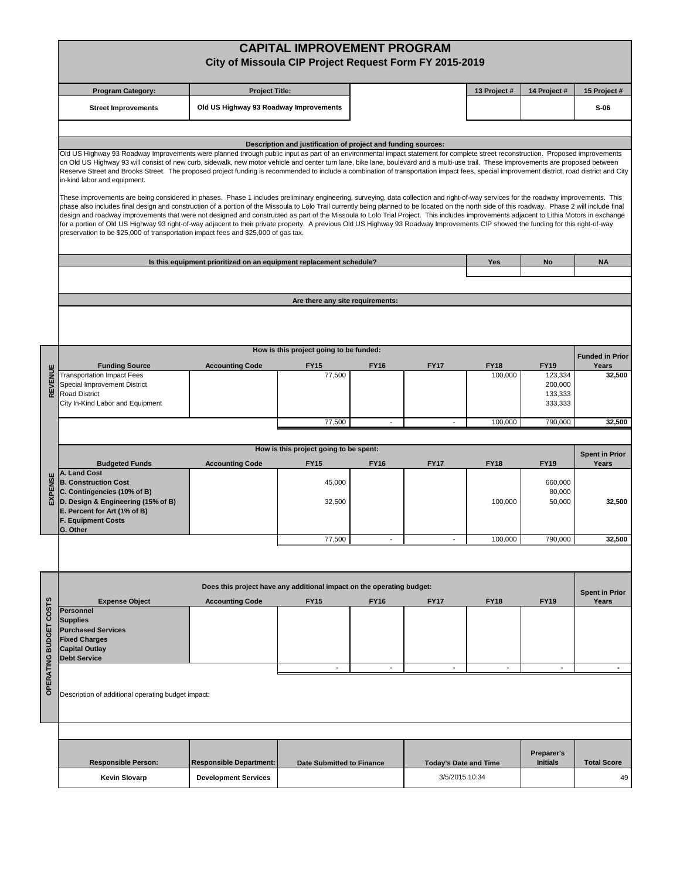# CAPITAL IMPROVEMENT PROGRAM

## City of Missoula CIP Project Request Form FY 2015-2019

| Program Category: | Project Title: | | 13 Project # | 14 Project # | 15 Project # |
|---|---|---|---|---|---|
| Street Improvements | Old US Highway 93 Roadway Improvements | | | | S-06 |

### Description and justification of project and funding sources:

Old US Highway 93 Roadway Improvements were planned through public input as part of an environmental impact statement for complete street reconstruction. Proposed improvements on Old US Highway 93 will consist of new curb, sidewalk, new motor vehicle and center turn lane, bike lane, boulevard and a multi-use trail. These improvements are proposed between Reserve Street and Brooks Street. The proposed project funding is recommended to include a combination of transportation impact fees, special improvement district, road district and City in-kind labor and equipment.

These improvements are being considered in phases. Phase 1 includes preliminary engineering, surveying, data collection and right-of-way services for the roadway improvements. This phase also includes final design and construction of a portion of the Missoula to Lolo Trail currently being planned to be located on the north side of this roadway. Phase 2 will include final design and roadway improvements that were not designed and constructed as part of the Missoula to Lolo Trial Project. This includes improvements adjacent to Lithia Motors in exchange for a portion of Old US Highway 93 right-of-way adjacent to their private property. A previous Old US Highway 93 Roadway Improvements CIP showed the funding for this right-of-way preservation to be $25,000 of transportation impact fees and $25,000 of gas tax.

| Is this equipment prioritized on an equipment replacement schedule? | Yes | No | NA |
|---|---|---|---|
| | | | |

### Are there any site requirements:

### REVENUE — How is this project going to be funded:

| Funding Source | Accounting Code | FY15 | FY16 | FY17 | FY18 | FY19 | Funded in Prior Years |
|---|---|---|---|---|---|---|---|
| Transportation Impact Fees | | 77,500 | | | 100,000 | 123,334 | 32,500 |
| Special Improvement District | | | | | | 200,000 | |
| Road District | | | | | | 133,333 | |
| City In-Kind Labor and Equipment | | | | | | 333,333 | |
| | | 77,500 | - | - | 100,000 | 790,000 | 32,500 |

### EXPENSE — How is this project going to be spent:

| Budgeted Funds | Accounting Code | FY15 | FY16 | FY17 | FY18 | FY19 | Spent in Prior Years |
|---|---|---|---|---|---|---|---|
| A. Land Cost | | | | | | | |
| B. Construction Cost | | 45,000 | | | | 660,000 | |
| C. Contingencies (10% of B) | | | | | | 80,000 | |
| D. Design & Engineering (15% of B) | | 32,500 | | | 100,000 | 50,000 | 32,500 |
| E. Percent for Art (1% of B) | | | | | | | |
| F. Equipment Costs | | | | | | | |
| G. Other | | | | | | | |
| | | 77,500 | - | - | 100,000 | 790,000 | 32,500 |

### OPERATING BUDGET COSTS — Does this project have any additional impact on the operating budget:

| Expense Object | Accounting Code | FY15 | FY16 | FY17 | FY18 | FY19 | Spent in Prior Years |
|---|---|---|---|---|---|---|---|
| Personnel | | | | | | | |
| Supplies | | | | | | | |
| Purchased Services | | | | | | | |
| Fixed Charges | | | | | | | |
| Capital Outlay | | | | | | | |
| Debt Service | | | | | | | |
| | | - | - | - | - | - | - |

Description of additional operating budget impact:

| Responsible Person: | Responsible Department: | Date Submitted to Finance | Today's Date and Time | Preparer's Initials | Total Score |
|---|---|---|---|---|---|
| Kevin Slovarp | Development Services | | 3/5/2015 10:34 | | 49 |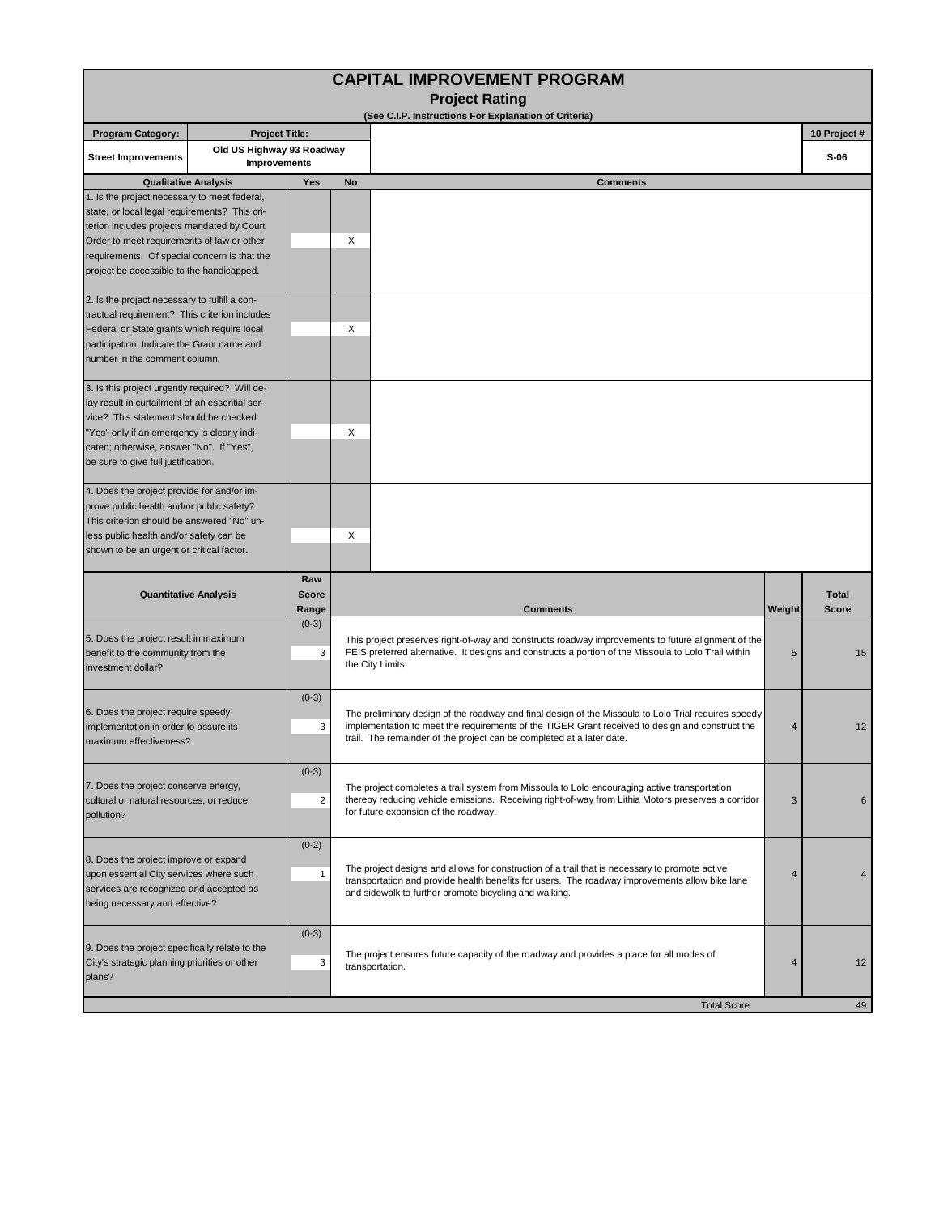# CAPITAL IMPROVEMENT PROGRAM

## Project Rating

**(See C.I.P. Instructions For Explanation of Criteria)**

| Program Category: | Project Title: | 10 Project # |
|---|---|---|
| Street Improvements | Old US Highway 93 Roadway Improvements | S-06 |

| Qualitative Analysis | Yes | No | Comments |
|---|---|---|---|
| 1. Is the project necessary to meet federal, state, or local legal requirements? This criterion includes projects mandated by Court Order to meet requirements of law or other requirements. Of special concern is that the project be accessible to the handicapped. | | X | |
| 2. Is the project necessary to fulfill a contractual requirement? This criterion includes Federal or State grants which require local participation. Indicate the Grant name and number in the comment column. | | X | |
| 3. Is this project urgently required? Will delay result in curtailment of an essential service? This statement should be checked "Yes" only if an emergency is clearly indicated; otherwise, answer "No". If "Yes", be sure to give full justification. | | X | |
| 4. Does the project provide for and/or improve public health and/or public safety? This criterion should be answered "No" unless public health and/or safety can be shown to be an urgent or critical factor. | | X | |

| Quantitative Analysis | Raw Score Range | Comments | Weight | Total Score |
|---|---|---|---|---|
| 5. Does the project result in maximum benefit to the community from the investment dollar? | (0-3) 3 | This project preserves right-of-way and constructs roadway improvements to future alignment of the FEIS preferred alternative. It designs and constructs a portion of the Missoula to Lolo Trail within the City Limits. | 5 | 15 |
| 6. Does the project require speedy implementation in order to assure its maximum effectiveness? | (0-3) 3 | The preliminary design of the roadway and final design of the Missoula to Lolo Trial requires speedy implementation to meet the requirements of the TIGER Grant received to design and construct the trail. The remainder of the project can be completed at a later date. | 4 | 12 |
| 7. Does the project conserve energy, cultural or natural resources, or reduce pollution? | (0-3) 2 | The project completes a trail system from Missoula to Lolo encouraging active transportation thereby reducing vehicle emissions. Receiving right-of-way from Lithia Motors preserves a corridor for future expansion of the roadway. | 3 | 6 |
| 8. Does the project improve or expand upon essential City services where such services are recognized and accepted as being necessary and effective? | (0-2) 1 | The project designs and allows for construction of a trail that is necessary to promote active transportation and provide health benefits for users. The roadway improvements allow bike lane and sidewalk to further promote bicycling and walking. | 4 | 4 |
| 9. Does the project specifically relate to the City's strategic planning priorities or other plans? | (0-3) 3 | The project ensures future capacity of the roadway and provides a place for all modes of transportation. | 4 | 12 |
| | | Total Score | | 49 |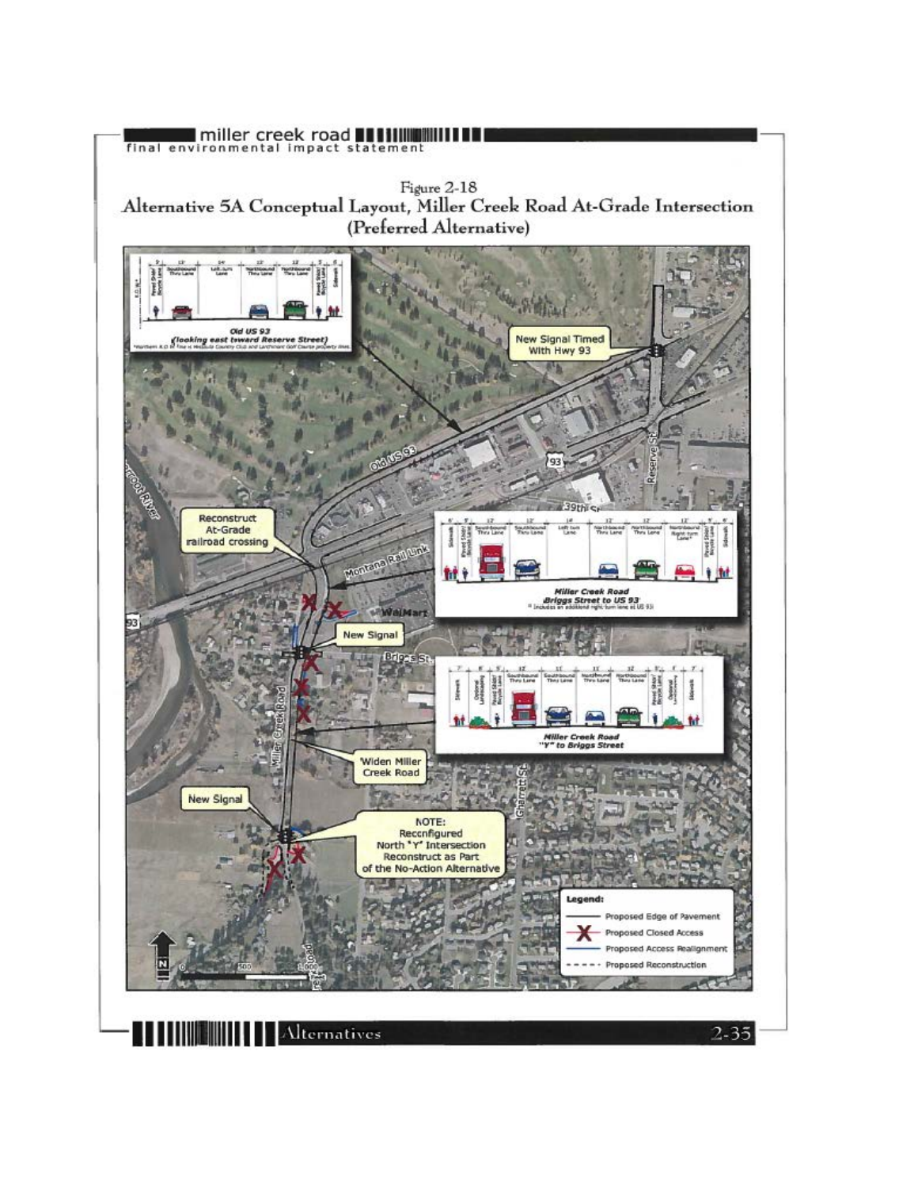Figure 2-18
Alternative 5A Conceptual Layout, Miller Creek Road At-Grade Intersection
(Preferred Alternative)

Old US 93
(looking east toward Reserve Street)

New Signal Timed With Hwy 93

Reconstruct At-Grade railroad crossing

Miller Creek Road
Briggs Street to US 93

New Signal

Miller Creek Road
"Y" to Briggs Street

Widen Miller Creek Road

New Signal

NOTE:
Reconfigured North "Y" Intersection Reconstruct as Part of the No-Action Alternative

Legend:
Proposed Edge of Pavement
Proposed Closed Access
Proposed Access Realignment
Proposed Reconstruction